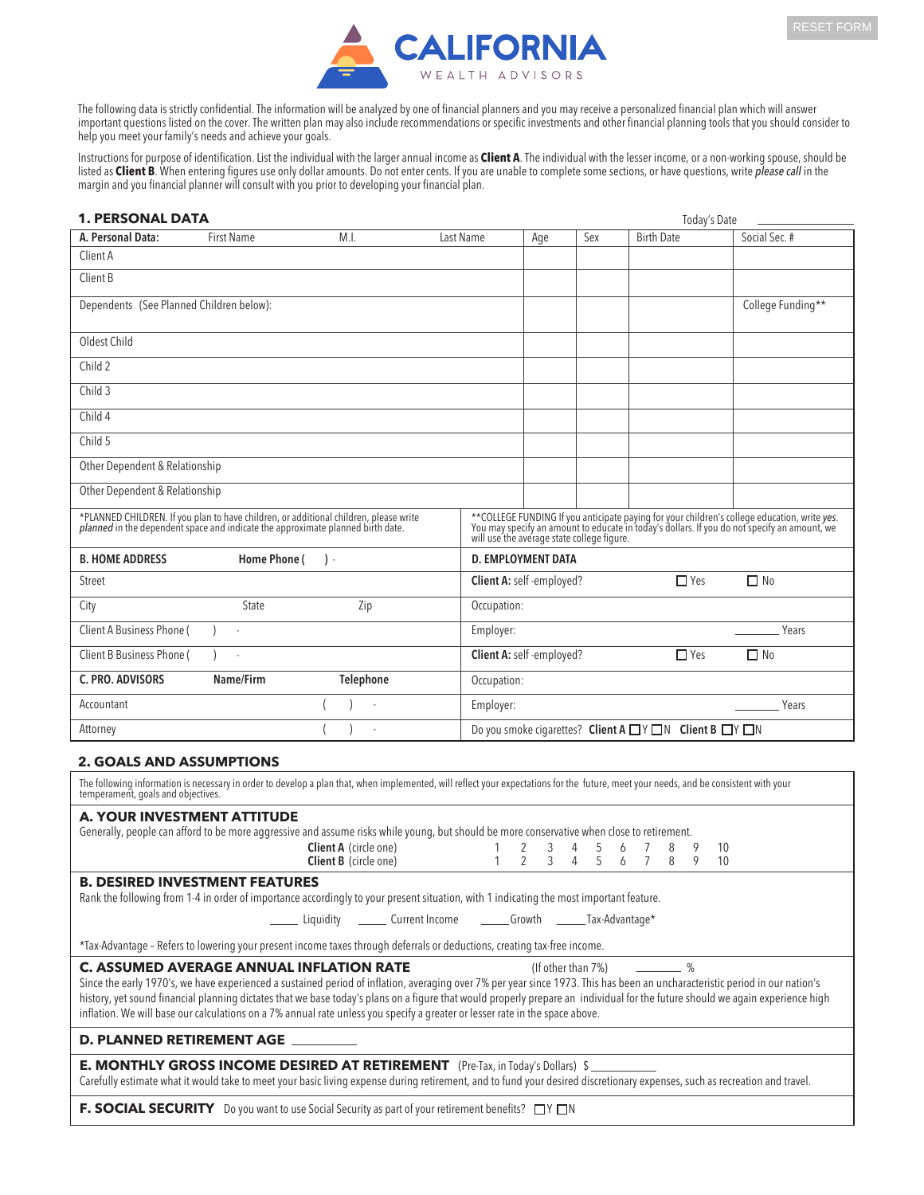RESET FORM

# CALIFORNIA
WEALTH ADVISORS

The following data is strictly confidential. The information will be analyzed by one of financial planners and you may receive a personalized financial plan which will answer important questions listed on the cover. The written plan may also include recommendations or specific investments and other financial planning tools that you should consider to help you meet your family's needs and achieve your goals.

Instructions for purpose of identification. List the individual with the larger annual income as **Client A**. The individual with the lesser income, or a non-working spouse, should be listed as **Client B**. When entering figures use only dollar amounts. Do not enter cents. If you are unable to complete some sections, or have questions, write *please call* in the margin and you financial planner will consult with you prior to developing your financial plan.

## 1. PERSONAL DATA

Today's Date ____________

| **A. Personal Data:** First Name | M.I. | Last Name | Age | Sex | Birth Date | Social Sec. # |
|---|---|---|---|---|---|---|
| Client A | | | | | | |
| Client B | | | | | | |
| Dependents (See Planned Children below): | | | | | | College Funding** |
| Oldest Child | | | | | | |
| Child 2 | | | | | | |
| Child 3 | | | | | | |
| Child 4 | | | | | | |
| Child 5 | | | | | | |
| Other Dependent & Relationship | | | | | | |
| Other Dependent & Relationship | | | | | | |

*PLANNED CHILDREN. If you plan to have children, or additional children, please write *planned* in the dependent space and indicate the approximate planned birth date.

**COLLEGE FUNDING If you anticipate paying for your children's college education, write *yes*. You may specify an amount to educate in today's dollars. If you do not specify an amount, we will use the average state college figure.

| **B. HOME ADDRESS** | **Home Phone (  ) -** | **D. EMPLOYMENT DATA** |
|---|---|---|
| Street | | **Client A:** self -employed? ☐ Yes ☐ No |
| City | State Zip | Occupation: |
| Client A Business Phone (  ) - | | Employer: ______ Years |
| Client B Business Phone (  ) - | | **Client A:** self -employed? ☐ Yes ☐ No |
| **C. PRO. ADVISORS** | **Name/Firm** **Telephone** | Occupation: |
| Accountant | (  ) - | Employer: ______ Years |
| Attorney | (  ) - | Do you smoke cigarettes? **Client A** ☐Y ☐N **Client B** ☐Y ☐N |

## 2. GOALS AND ASSUMPTIONS

The following information is necessary in order to develop a plan that, when implemented, will reflect your expectations for the future, meet your needs, and be consistent with your temperament, goals and objectives.

### A. YOUR INVESTMENT ATTITUDE

Generally, people can afford to be more aggressive and assume risks while young, but should be more conservative when close to retirement.

**Client A** (circle one) 1 2 3 4 5 6 7 8 9 10
**Client B** (circle one) 1 2 3 4 5 6 7 8 9 10

### B. DESIRED INVESTMENT FEATURES

Rank the following from 1-4 in order of importance accordingly to your present situation, with 1 indicating the most important feature.

_____ Liquidity _____ Current Income _____ Growth _____ Tax-Advantage*

*Tax-Advantage – Refers to lowering your present income taxes through deferrals or deductions, creating tax-free income.

### C. ASSUMED AVERAGE ANNUAL INFLATION RATE

(If other than 7%) ______ %

Since the early 1970's, we have experienced a sustained period of inflation, averaging over 7% per year since 1973. This has been an uncharacteristic period in our nation's history, yet sound financial planning dictates that we base today's plans on a figure that would properly prepare an individual for the future should we again experience high inflation. We will base our calculations on a 7% annual rate unless you specify a greater or lesser rate in the space above.

### D. PLANNED RETIREMENT AGE ______

### E. MONTHLY GROSS INCOME DESIRED AT RETIREMENT

(Pre-Tax, in Today's Dollars) $ ______

Carefully estimate what it would take to meet your basic living expense during retirement, and to fund your desired discretionary expenses, such as recreation and travel.

### F. SOCIAL SECURITY

Do you want to use Social Security as part of your retirement benefits? ☐Y ☐N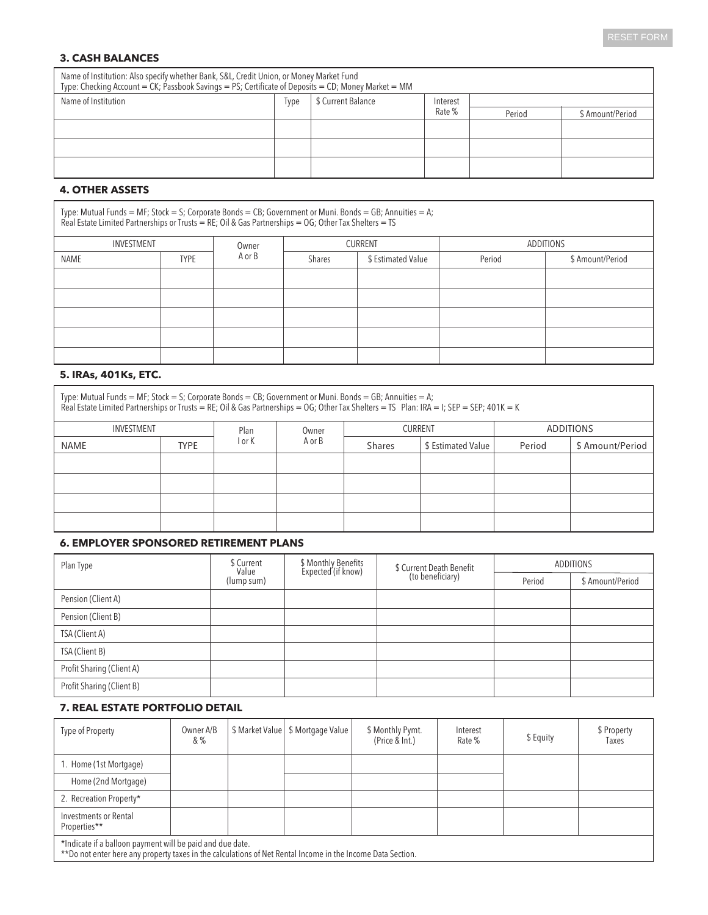RESET FORM

### 3. CASH BALANCES

Name of Institution: Also specify whether Bank, S&L, Credit Union, or Money Market Fund
Type: Checking Account = CK; Passbook Savings = PS; Certificate of Deposits = CD; Money Market = MM

| Name of Institution | Type | $ Current Balance | Interest Rate % | | |
|---|---|---|---|---|---|
| | | | | Period | $ Amount/Period |
| | | | | | |
| | | | | | |
| | | | | | |

### 4. OTHER ASSETS

Type: Mutual Funds = MF; Stock = S; Corporate Bonds = CB; Government or Muni. Bonds = GB; Annuities = A;
Real Estate Limited Partnerships or Trusts = RE; Oil & Gas Partnerships = OG; Other Tax Shelters = TS

| INVESTMENT | | Owner A or B | CURRENT | | ADDITIONS | |
|---|---|---|---|---|---|---|
| NAME | TYPE | | Shares | $ Estimated Value | Period | $ Amount/Period |
| | | | | | | |
| | | | | | | |
| | | | | | | |
| | | | | | | |
| | | | | | | |

### 5. IRAs, 401Ks, ETC.

Type: Mutual Funds = MF; Stock = S; Corporate Bonds = CB; Government or Muni. Bonds = GB; Annuities = A;
Real Estate Limited Partnerships or Trusts = RE; Oil & Gas Partnerships = OG; Other Tax Shelters = TS Plan: IRA = I; SEP = SEP; 401K = K

| INVESTMENT | | Plan I or K | Owner A or B | CURRENT | | ADDITIONS | |
|---|---|---|---|---|---|---|---|
| NAME | TYPE | | | Shares | $ Estimated Value | Period | $ Amount/Period |
| | | | | | | | |
| | | | | | | | |
| | | | | | | | |
| | | | | | | | |

### 6. EMPLOYER SPONSORED RETIREMENT PLANS

| Plan Type | $ Current Value (lump sum) | $ Monthly Benefits Expected (if know) | $ Current Death Benefit (to beneficiary) | ADDITIONS | |
|---|---|---|---|---|---|
| | | | | Period | $ Amount/Period |
| Pension (Client A) | | | | | |
| Pension (Client B) | | | | | |
| TSA (Client A) | | | | | |
| TSA (Client B) | | | | | |
| Profit Sharing (Client A) | | | | | |
| Profit Sharing (Client B) | | | | | |

### 7. REAL ESTATE PORTFOLIO DETAIL

| Type of Property | Owner A/B & % | $ Market Value | $ Mortgage Value | $ Monthly Pymt. (Price & Int.) | Interest Rate % | $ Equity | $ Property Taxes |
|---|---|---|---|---|---|---|---|
| 1. Home (1st Mortgage) | | | | | | | |
| Home (2nd Mortgage) | | | | | | | |
| 2. Recreation Property* | | | | | | | |
| Investments or Rental Properties** | | | | | | | |

*Indicate if a balloon payment will be paid and due date.
**Do not enter here any property taxes in the calculations of Net Rental Income in the Income Data Section.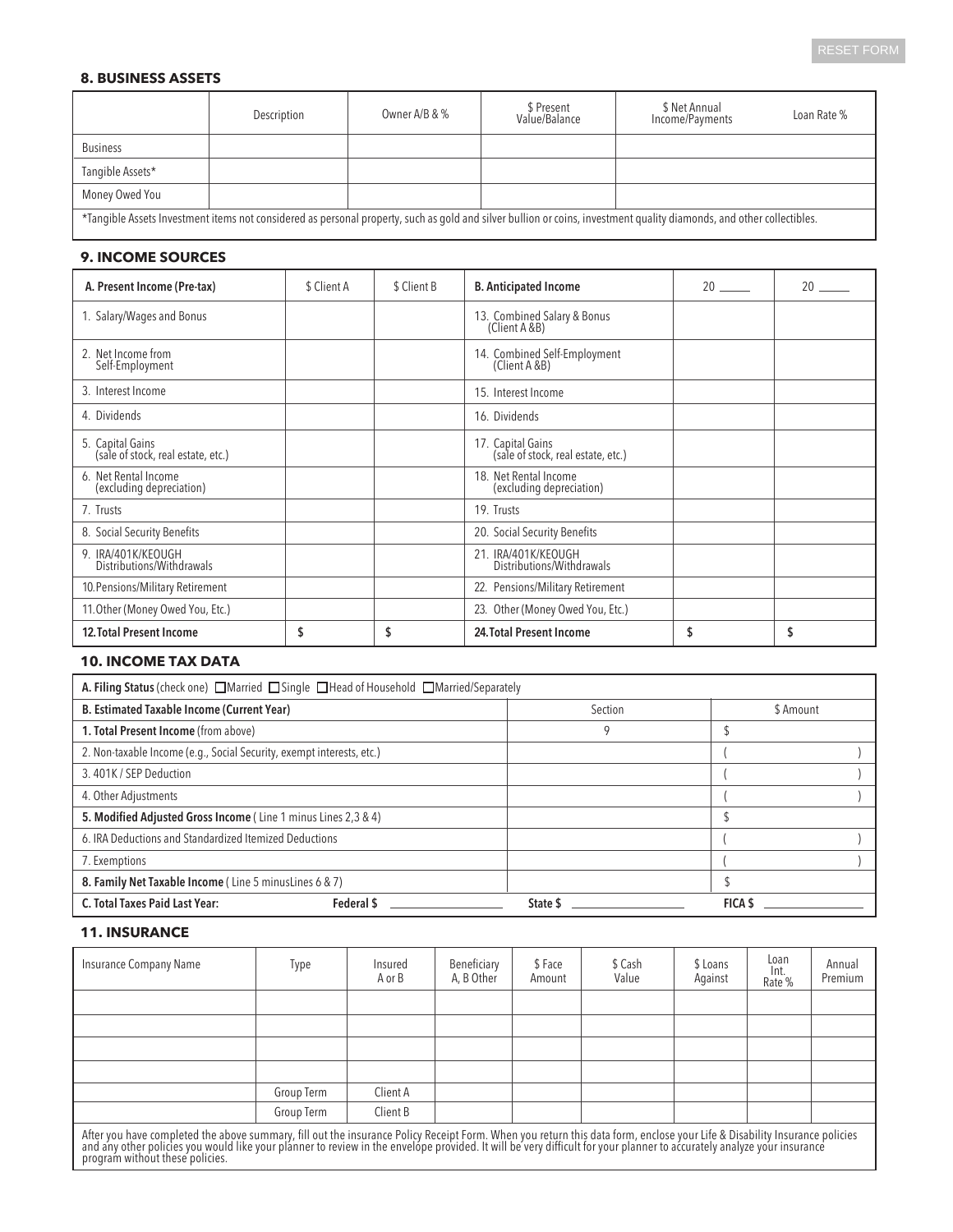RESET FORM

## 8. BUSINESS ASSETS

| | Description | Owner A/B & % | $ Present Value/Balance | $ Net Annual Income/Payments | Loan Rate % |
|---|---|---|---|---|---|
| Business | | | | | |
| Tangible Assets* | | | | | |
| Money Owed You | | | | | |

*Tangible Assets Investment items not considered as personal property, such as gold and silver bullion or coins, investment quality diamonds, and other collectibles.

## 9. INCOME SOURCES

| A. Present Income (Pre-tax) | $ Client A | $ Client B | B. Anticipated Income | 20 _____ | 20 _____ |
|---|---|---|---|---|---|
| 1. Salary/Wages and Bonus | | | 13. Combined Salary & Bonus (Client A &B) | | |
| 2. Net Income from Self-Employment | | | 14. Combined Self-Employment (Client A &B) | | |
| 3. Interest Income | | | 15. Interest Income | | |
| 4. Dividends | | | 16. Dividends | | |
| 5. Capital Gains (sale of stock, real estate, etc.) | | | 17. Capital Gains (sale of stock, real estate, etc.) | | |
| 6. Net Rental Income (excluding depreciation) | | | 18. Net Rental Income (excluding depreciation) | | |
| 7. Trusts | | | 19. Trusts | | |
| 8. Social Security Benefits | | | 20. Social Security Benefits | | |
| 9. IRA/401K/KEOUGH Distributions/Withdrawals | | | 21. IRA/401K/KEOUGH Distributions/Withdrawals | | |
| 10. Pensions/Military Retirement | | | 22. Pensions/Military Retirement | | |
| 11. Other (Money Owed You, Etc.) | | | 23. Other (Money Owed You, Etc.) | | |
| **12. Total Present Income** | **$** | **$** | **24. Total Present Income** | **$** | **$** |

## 10. INCOME TAX DATA

**A. Filing Status** (check one) ☐ Married ☐ Single ☐ Head of Household ☐ Married/Separately

| B. Estimated Taxable Income (Current Year) | Section | $ Amount |
|---|---|---|
| **1. Total Present Income** (from above) | 9 | $ |
| 2. Non-taxable Income (e.g., Social Security, exempt interests, etc.) | | ( ) |
| 3. 401K / SEP Deduction | | ( ) |
| 4. Other Adjustments | | ( ) |
| **5. Modified Adjusted Gross Income** ( Line 1 minus Lines 2,3 & 4) | | $ |
| 6. IRA Deductions and Standardized Itemized Deductions | | ( ) |
| 7. Exemptions | | ( ) |
| **8. Family Net Taxable Income** ( Line 5 minusLines 6 & 7) | | $ |

**C. Total Taxes Paid Last Year:** **Federal $** ____________ **State $** ____________ **FICA $** ____________

## 11. INSURANCE

| Insurance Company Name | Type | Insured A or B | Beneficiary A, B Other | $ Face Amount | $ Cash Value | $ Loans Against | Loan Int. Rate % | Annual Premium |
|---|---|---|---|---|---|---|---|---|
| | | | | | | | | |
| | | | | | | | | |
| | | | | | | | | |
| | | | | | | | | |
| | Group Term | Client A | | | | | | |
| | Group Term | Client B | | | | | | |

After you have completed the above summary, fill out the insurance Policy Receipt Form. When you return this data form, enclose your Life & Disability Insurance policies and any other policies you would like your planner to review in the envelope provided. It will be very difficult for your planner to accurately analyze your insurance program without these policies.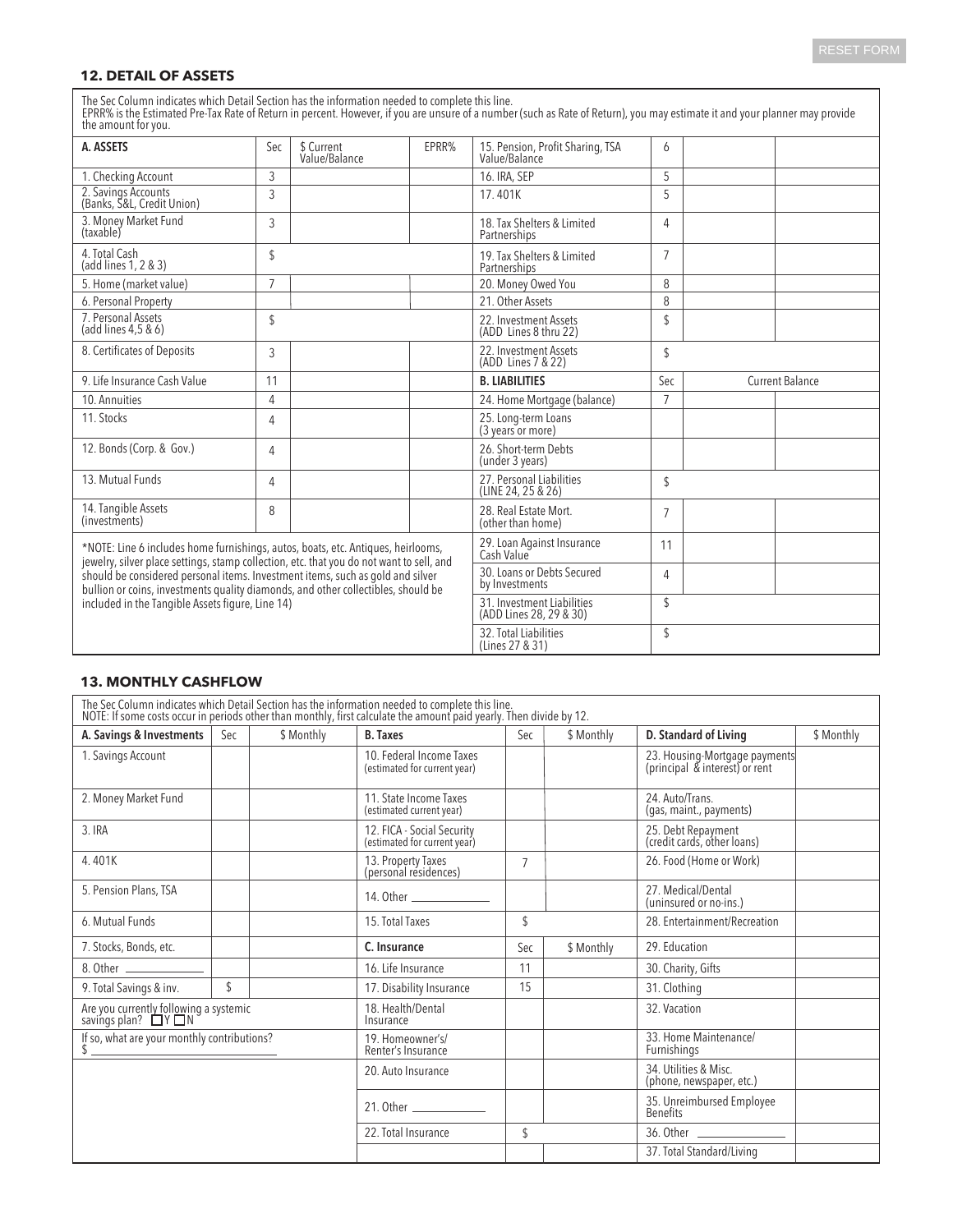## 12. DETAIL OF ASSETS

The Sec Column indicates which Detail Section has the information needed to complete this line.
EPRR% is the Estimated Pre-Tax Rate of Return in percent. However, if you are unsure of a number (such as Rate of Return), you may estimate it and your planner may provide the amount for you.

| A. ASSETS | Sec | $ Current Value/Balance | EPRR% | 15. Pension, Profit Sharing, TSA Value/Balance | 6 | | |
|---|---|---|---|---|---|---|---|
| 1. Checking Account | 3 | | | 16. IRA, SEP | 5 | | |
| 2. Savings Accounts (Banks, S&L, Credit Union) | 3 | | | 17. 401K | 5 | | |
| 3. Money Market Fund (taxable) | 3 | | | 18. Tax Shelters & Limited Partnerships | 4 | | |
| 4. Total Cash (add lines 1, 2 & 3) | $ | | | 19. Tax Shelters & Limited Partnerships | 7 | | |
| 5. Home (market value) | 7 | | | 20. Money Owed You | 8 | | |
| 6. Personal Property | | | | 21. Other Assets | 8 | | |
| 7. Personal Assets (add lines 4,5 & 6) | $ | | | 22. Investment Assets (ADD Lines 8 thru 22) | $ | | |
| 8. Certificates of Deposits | 3 | | | 22. Investment Assets (ADD Lines 7 & 22) | $ | | |
| 9. Life Insurance Cash Value | 11 | | | **B. LIABILITIES** | Sec | Current Balance | |
| 10. Annuities | 4 | | | 24. Home Mortgage (balance) | 7 | | |
| 11. Stocks | 4 | | | 25. Long-term Loans (3 years or more) | | | |
| 12. Bonds (Corp. & Gov.) | 4 | | | 26. Short-term Debts (under 3 years) | | | |
| 13. Mutual Funds | 4 | | | 27. Personal Liabilities (LINE 24, 25 & 26) | $ | | |
| 14. Tangible Assets (investments) | 8 | | | 28. Real Estate Mort. (other than home) | 7 | | |
| | | | | 29. Loan Against Insurance Cash Value | 11 | | |
| | | | | 30. Loans or Debts Secured by Investments | 4 | | |
| | | | | 31. Investment Liabilities (ADD Lines 28, 29 & 30) | $ | | |
| | | | | 32. Total Liabilities (Lines 27 & 31) | $ | | |

*NOTE: Line 6 includes home furnishings, autos, boats, etc. Antiques, heirlooms, jewelry, silver place settings, stamp collection, etc. that you do not want to sell, and should be considered personal items. Investment items, such as gold and silver bullion or coins, investments quality diamonds, and other collectibles, should be included in the Tangible Assets figure, Line 14)

## 13. MONTHLY CASHFLOW

The Sec Column indicates which Detail Section has the information needed to complete this line.
NOTE: If some costs occur in periods other than monthly, first calculate the amount paid yearly. Then divide by 12.

| A. Savings & Investments | Sec | $ Monthly | B. Taxes | Sec | $ Monthly | D. Standard of Living | $ Monthly |
|---|---|---|---|---|---|---|---|
| 1. Savings Account | | | 10. Federal Income Taxes (estimated for current year) | | | 23. Housing-Mortgage payments (principal & interest) or rent | |
| 2. Money Market Fund | | | 11. State Income Taxes (estimated current year) | | | 24. Auto/Trans. (gas, maint., payments) | |
| 3. IRA | | | 12. FICA - Social Security (estimated for current year) | | | 25. Debt Repayment (credit cards, other loans) | |
| 4. 401K | | | 13. Property Taxes (personal residences) | 7 | | 26. Food (Home or Work) | |
| 5. Pension Plans, TSA | | | 14. Other ____________ | | | 27. Medical/Dental (uninsured or no-ins.) | |
| 6. Mutual Funds | | | 15. Total Taxes | $ | | 28. Entertainment/Recreation | |
| 7. Stocks, Bonds, etc. | | | **C. Insurance** | Sec | $ Monthly | 29. Education | |
| 8. Other ____________ | | | 16. Life Insurance | 11 | | 30. Charity, Gifts | |
| 9. Total Savings & inv. | $ | | 17. Disability Insurance | 15 | | 31. Clothing | |
| Are you currently following a systemic savings plan? ☐Y ☐N | | | 18. Health/Dental Insurance | | | 32. Vacation | |
| If so, what are your monthly contributions? $ ____________ | | | 19. Homeowner's/ Renter's Insurance | | | 33. Home Maintenance/ Furnishings | |
| | | | 20. Auto Insurance | | | 34. Utilities & Misc. (phone, newspaper, etc.) | |
| | | | 21. Other ____________ | | | 35. Unreimbursed Employee Benefits | |
| | | | 22. Total Insurance | $ | | 36. Other ____________ | |
| | | | | | | 37. Total Standard/Living | |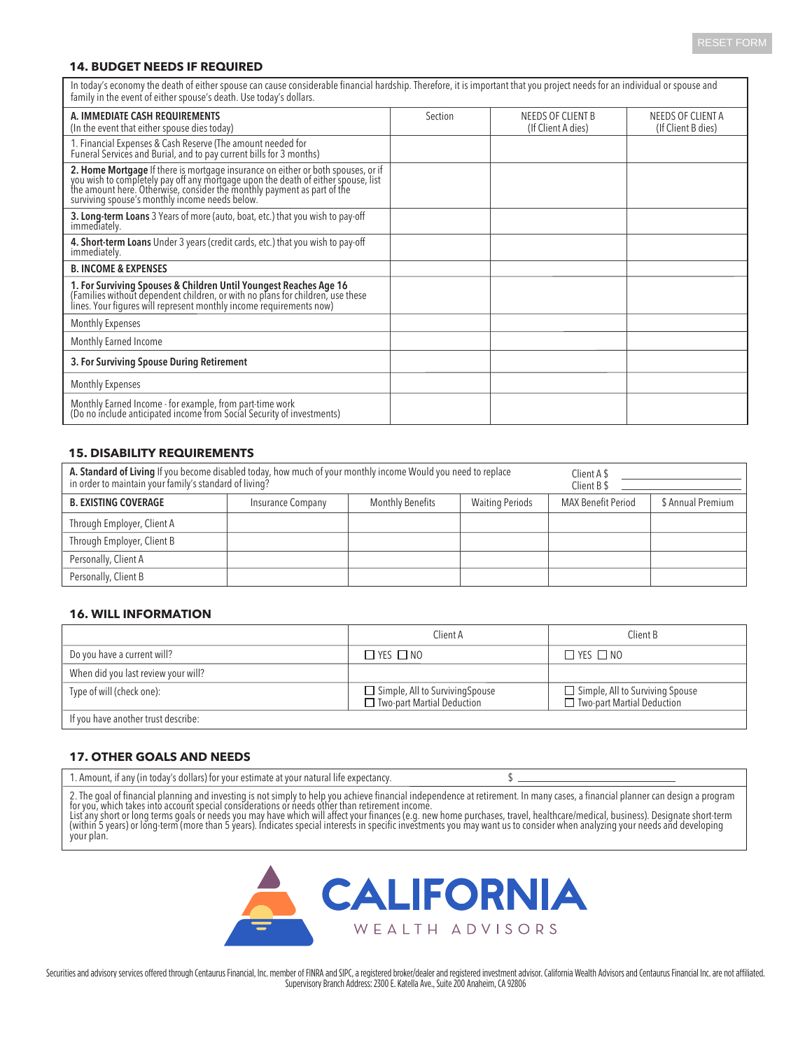## 14. BUDGET NEEDS IF REQUIRED

In today's economy the death of either spouse can cause considerable financial hardship. Therefore, it is important that you project needs for an individual or spouse and family in the event of either spouse's death. Use today's dollars.

| **A. IMMEDIATE CASH REQUIREMENTS** (In the event that either spouse dies today) | Section | NEEDS OF CLIENT B (If Client A dies) | NEEDS OF CLIENT A (If Client B dies) |
|---|---|---|---|
| 1. Financial Expenses & Cash Reserve (The amount needed for Funeral Services and Burial, and to pay current bills for 3 months) | | | |
| **2. Home Mortgage** If there is mortgage insurance on either or both spouses, or if you wish to completely pay off any mortgage upon the death of either spouse, list the amount here. Otherwise, consider the monthly payment as part of the surviving spouse's monthly income needs below. | | | |
| **3. Long-term Loans** 3 Years of more (auto, boat, etc.) that you wish to pay-off immediately. | | | |
| **4. Short-term Loans** Under 3 years (credit cards, etc.) that you wish to pay-off immediately. | | | |
| **B. INCOME & EXPENSES** | | | |
| **1. For Surviving Spouses & Children Until Youngest Reaches Age 16** (Families without dependent children, or with no plans for children, use these lines. Your figures will represent monthly income requirements now) | | | |
| Monthly Expenses | | | |
| Monthly Earned Income | | | |
| **3. For Surviving Spouse During Retirement** | | | |
| Monthly Expenses | | | |
| Monthly Earned Income - for example, from part-time work (Do no include anticipated income from Social Security of investments) | | | |

## 15. DISABILITY REQUIREMENTS

**A. Standard of Living** If you become disabled today, how much of your monthly income Would you need to replace in order to maintain your family's standard of living?

Client A $ ______________________

Client B $ ______________________

| **B. EXISTING COVERAGE** | Insurance Company | Monthly Benefits | Waiting Periods | MAX Benefit Period | $ Annual Premium |
|---|---|---|---|---|---|
| Through Employer, Client A | | | | | |
| Through Employer, Client B | | | | | |
| Personally, Client A | | | | | |
| Personally, Client B | | | | | |

## 16. WILL INFORMATION

| | Client A | Client B |
|---|---|---|
| Do you have a current will? | ☐ YES ☐ NO | ☐ YES ☐ NO |
| When did you last review your will? | | |
| Type of will (check one): | ☐ Simple, All to SurvivingSpouse ☐ Two-part Martial Deduction | ☐ Simple, All to Surviving Spouse ☐ Two-part Martial Deduction |
| If you have another trust describe: | | |

## 17. OTHER GOALS AND NEEDS

1. Amount, if any (in today's dollars) for your estimate at your natural life expectancy. $ ______________________

2. The goal of financial planning and investing is not simply to help you achieve financial independence at retirement. In many cases, a financial planner can design a program for you, which takes into account special considerations or needs other than retirement income.
List any short or long terms goals or needs you may have which will affect your finances (e.g. new home purchases, travel, healthcare/medical, business). Designate short-term (within 5 years) or long-term (more than 5 years). Indicates special interests in specific investments you may want us to consider when analyzing your needs and developing your plan.

CALIFORNIA WEALTH ADVISORS

Securities and advisory services offered through Centaurus Financial, Inc. member of FINRA and SIPC, a registered broker/dealer and registered investment advisor. California Wealth Advisors and Centaurus Financial Inc. are not affiliated. Supervisory Branch Address: 2300 E. Katella Ave., Suite 200 Anaheim, CA 92806